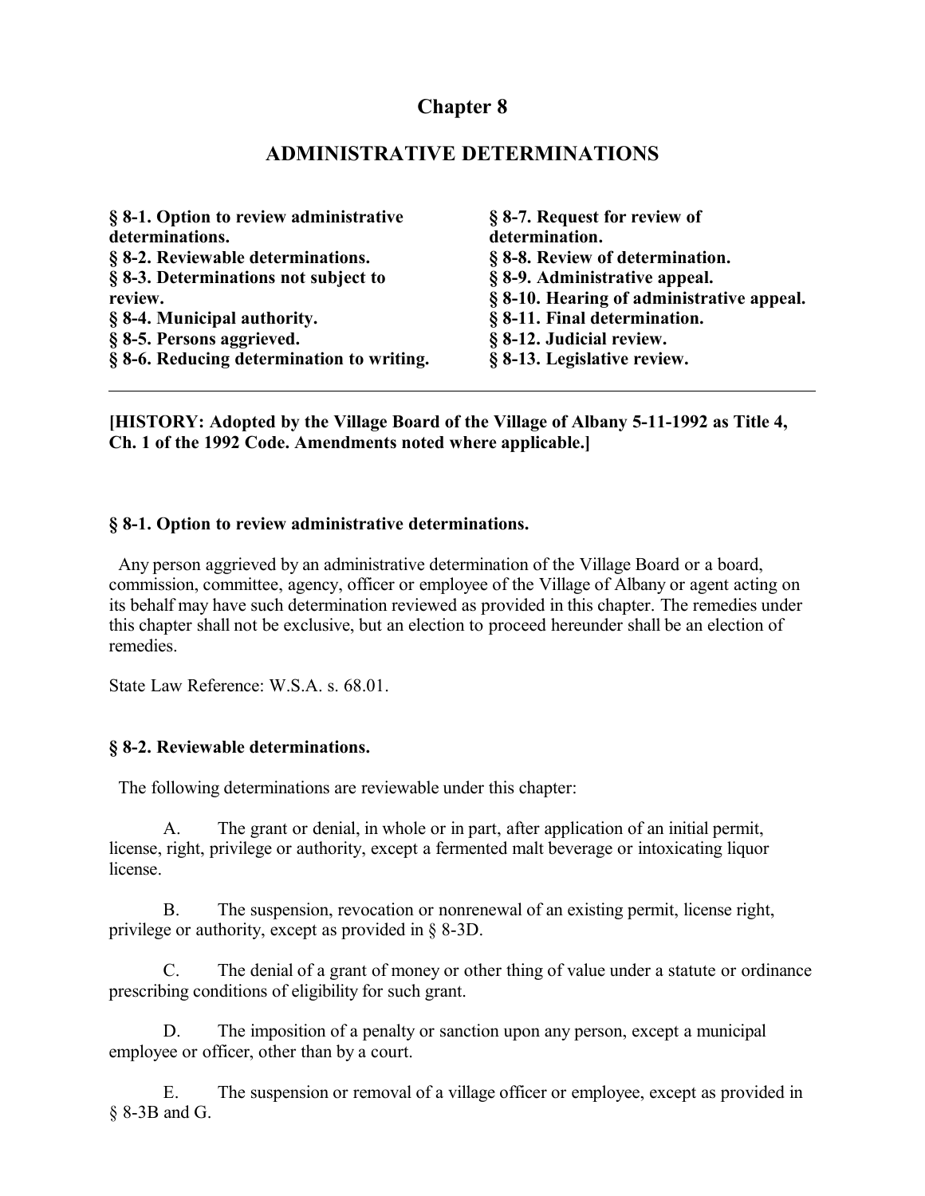# Chapter 8

## ADMINISTRATIVE DETERMINATIONS

**§ 8-1. Option to review administrative determinations.**
**§ 8-2. Reviewable determinations.**
**§ 8-3. Determinations not subject to review.**
**§ 8-4. Municipal authority.**
**§ 8-5. Persons aggrieved.**
**§ 8-6. Reducing determination to writing.**
**§ 8-7. Request for review of determination.**
**§ 8-8. Review of determination.**
**§ 8-9. Administrative appeal.**
**§ 8-10. Hearing of administrative appeal.**
**§ 8-11. Final determination.**
**§ 8-12. Judicial review.**
**§ 8-13. Legislative review.**

---

**[HISTORY: Adopted by the Village Board of the Village of Albany 5-11-1992 as Title 4, Ch. 1 of the 1992 Code. Amendments noted where applicable.]**

### § 8-1. Option to review administrative determinations.

Any person aggrieved by an administrative determination of the Village Board or a board, commission, committee, agency, officer or employee of the Village of Albany or agent acting on its behalf may have such determination reviewed as provided in this chapter. The remedies under this chapter shall not be exclusive, but an election to proceed hereunder shall be an election of remedies.

State Law Reference: W.S.A. s. 68.01.

### § 8-2. Reviewable determinations.

The following determinations are reviewable under this chapter:

A. The grant or denial, in whole or in part, after application of an initial permit, license, right, privilege or authority, except a fermented malt beverage or intoxicating liquor license.

B. The suspension, revocation or nonrenewal of an existing permit, license right, privilege or authority, except as provided in § 8-3D.

C. The denial of a grant of money or other thing of value under a statute or ordinance prescribing conditions of eligibility for such grant.

D. The imposition of a penalty or sanction upon any person, except a municipal employee or officer, other than by a court.

E. The suspension or removal of a village officer or employee, except as provided in § 8-3B and G.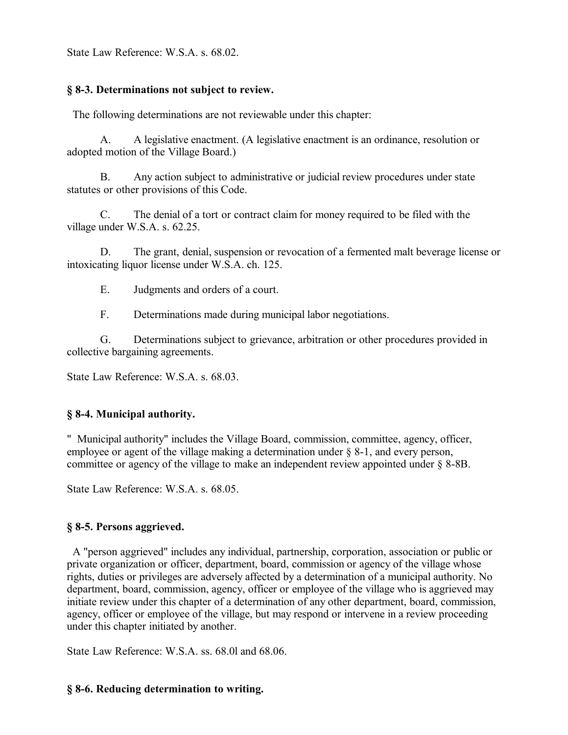State Law Reference: W.S.A. s. 68.02.

### § 8-3. Determinations not subject to review.

The following determinations are not reviewable under this chapter:

A. A legislative enactment. (A legislative enactment is an ordinance, resolution or adopted motion of the Village Board.)

B. Any action subject to administrative or judicial review procedures under state statutes or other provisions of this Code.

C. The denial of a tort or contract claim for money required to be filed with the village under W.S.A. s. 62.25.

D. The grant, denial, suspension or revocation of a fermented malt beverage license or intoxicating liquor license under W.S.A. ch. 125.

E. Judgments and orders of a court.

F. Determinations made during municipal labor negotiations.

G. Determinations subject to grievance, arbitration or other procedures provided in collective bargaining agreements.

State Law Reference: W.S.A. s. 68.03.

### § 8-4. Municipal authority.

" Municipal authority" includes the Village Board, commission, committee, agency, officer, employee or agent of the village making a determination under § 8-1, and every person, committee or agency of the village to make an independent review appointed under § 8-8B.

State Law Reference: W.S.A. s. 68.05.

### § 8-5. Persons aggrieved.

A "person aggrieved" includes any individual, partnership, corporation, association or public or private organization or officer, department, board, commission or agency of the village whose rights, duties or privileges are adversely affected by a determination of a municipal authority. No department, board, commission, agency, officer or employee of the village who is aggrieved may initiate review under this chapter of a determination of any other department, board, commission, agency, officer or employee of the village, but may respond or intervene in a review proceeding under this chapter initiated by another.

State Law Reference: W.S.A. ss. 68.0l and 68.06.

### § 8-6. Reducing determination to writing.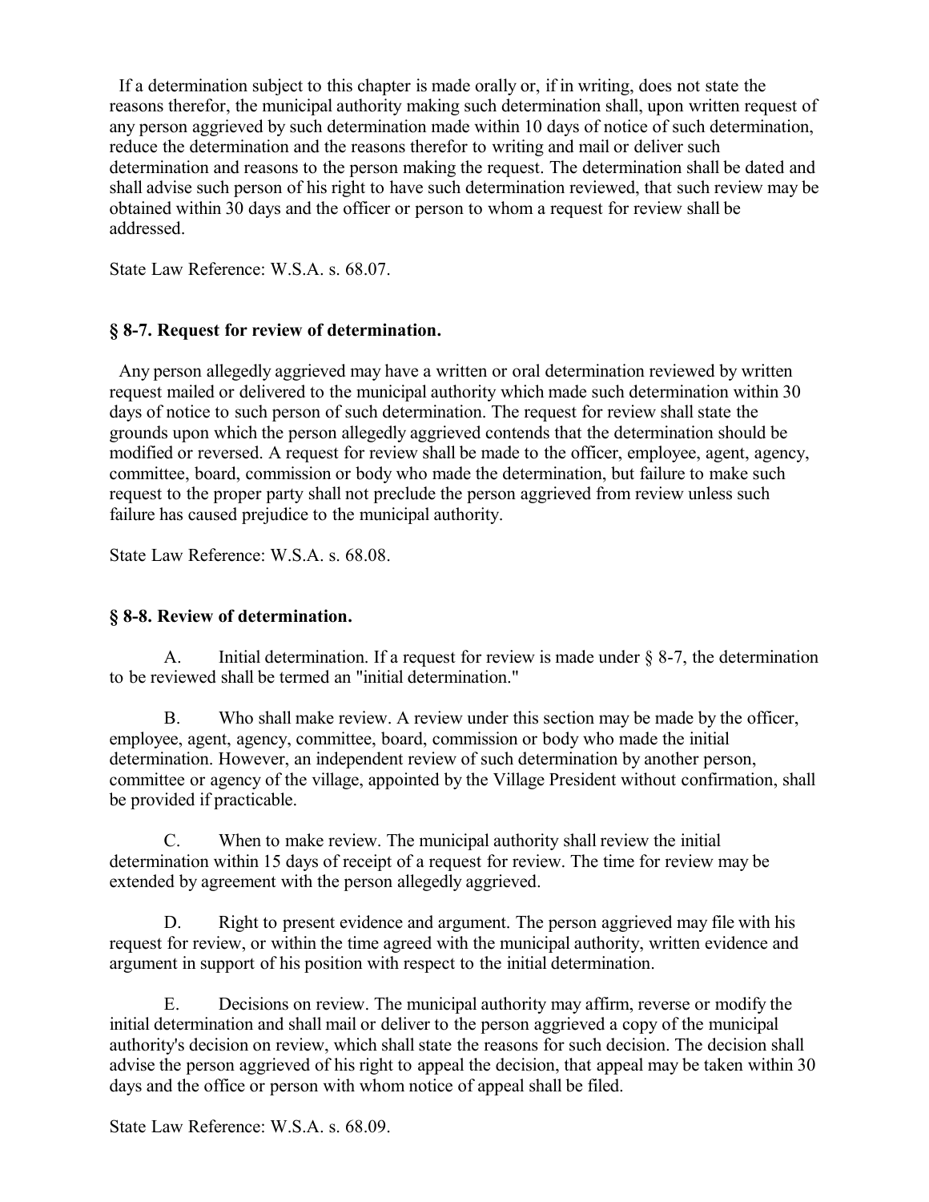If a determination subject to this chapter is made orally or, if in writing, does not state the reasons therefor, the municipal authority making such determination shall, upon written request of any person aggrieved by such determination made within 10 days of notice of such determination, reduce the determination and the reasons therefor to writing and mail or deliver such determination and reasons to the person making the request. The determination shall be dated and shall advise such person of his right to have such determination reviewed, that such review may be obtained within 30 days and the officer or person to whom a request for review shall be addressed.

State Law Reference: W.S.A. s. 68.07.

### § 8-7. Request for review of determination.

Any person allegedly aggrieved may have a written or oral determination reviewed by written request mailed or delivered to the municipal authority which made such determination within 30 days of notice to such person of such determination. The request for review shall state the grounds upon which the person allegedly aggrieved contends that the determination should be modified or reversed. A request for review shall be made to the officer, employee, agent, agency, committee, board, commission or body who made the determination, but failure to make such request to the proper party shall not preclude the person aggrieved from review unless such failure has caused prejudice to the municipal authority.

State Law Reference: W.S.A. s. 68.08.

### § 8-8. Review of determination.

A. Initial determination. If a request for review is made under § 8-7, the determination to be reviewed shall be termed an "initial determination."

B. Who shall make review. A review under this section may be made by the officer, employee, agent, agency, committee, board, commission or body who made the initial determination. However, an independent review of such determination by another person, committee or agency of the village, appointed by the Village President without confirmation, shall be provided if practicable.

C. When to make review. The municipal authority shall review the initial determination within 15 days of receipt of a request for review. The time for review may be extended by agreement with the person allegedly aggrieved.

D. Right to present evidence and argument. The person aggrieved may file with his request for review, or within the time agreed with the municipal authority, written evidence and argument in support of his position with respect to the initial determination.

E. Decisions on review. The municipal authority may affirm, reverse or modify the initial determination and shall mail or deliver to the person aggrieved a copy of the municipal authority's decision on review, which shall state the reasons for such decision. The decision shall advise the person aggrieved of his right to appeal the decision, that appeal may be taken within 30 days and the office or person with whom notice of appeal shall be filed.

State Law Reference: W.S.A. s. 68.09.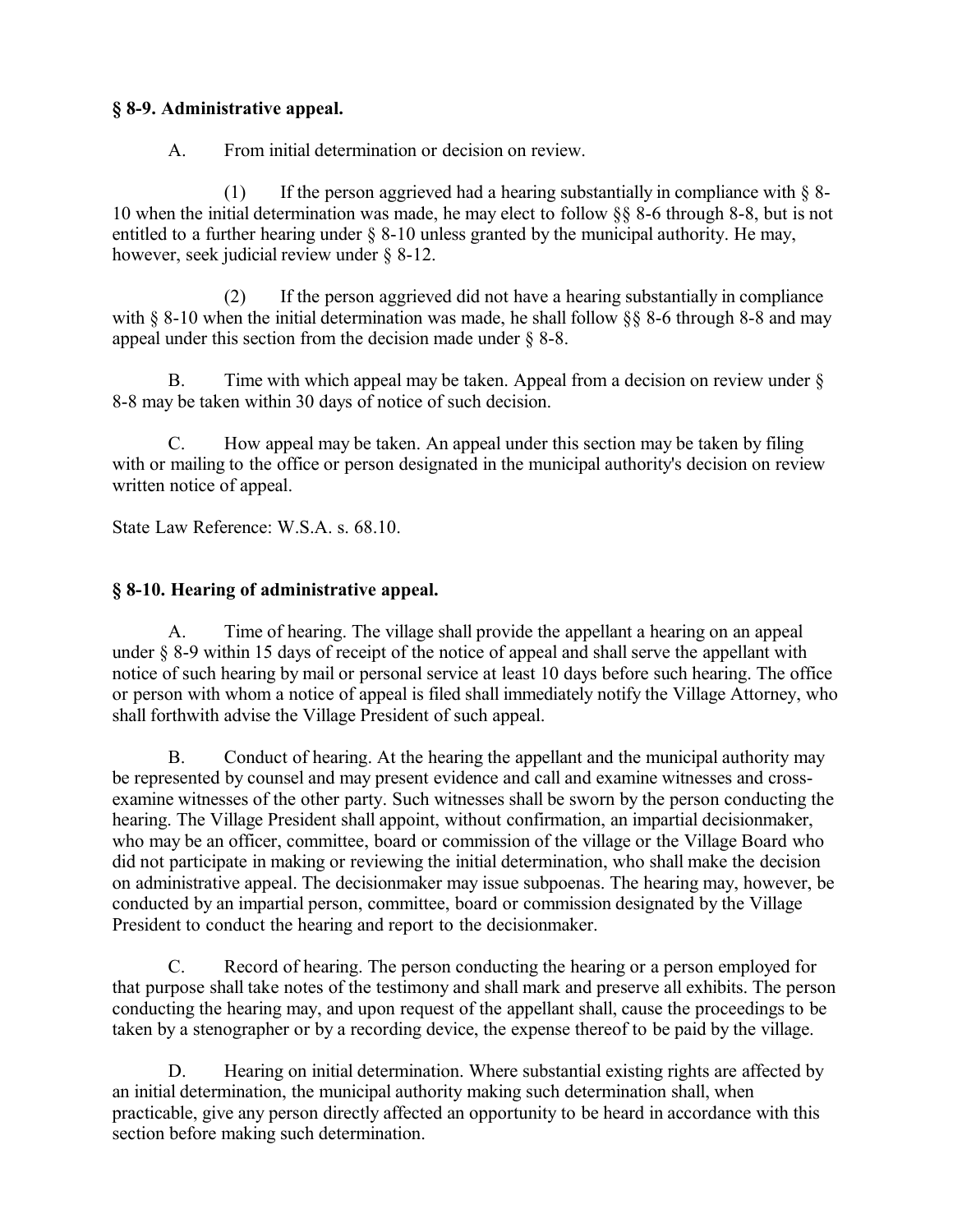**§ 8-9. Administrative appeal.**

A. From initial determination or decision on review.

(1) If the person aggrieved had a hearing substantially in compliance with § 8-10 when the initial determination was made, he may elect to follow §§ 8-6 through 8-8, but is not entitled to a further hearing under § 8-10 unless granted by the municipal authority. He may, however, seek judicial review under § 8-12.

(2) If the person aggrieved did not have a hearing substantially in compliance with § 8-10 when the initial determination was made, he shall follow §§ 8-6 through 8-8 and may appeal under this section from the decision made under § 8-8.

B. Time with which appeal may be taken. Appeal from a decision on review under § 8-8 may be taken within 30 days of notice of such decision.

C. How appeal may be taken. An appeal under this section may be taken by filing with or mailing to the office or person designated in the municipal authority's decision on review written notice of appeal.

State Law Reference: W.S.A. s. 68.10.

**§ 8-10. Hearing of administrative appeal.**

A. Time of hearing. The village shall provide the appellant a hearing on an appeal under § 8-9 within 15 days of receipt of the notice of appeal and shall serve the appellant with notice of such hearing by mail or personal service at least 10 days before such hearing. The office or person with whom a notice of appeal is filed shall immediately notify the Village Attorney, who shall forthwith advise the Village President of such appeal.

B. Conduct of hearing. At the hearing the appellant and the municipal authority may be represented by counsel and may present evidence and call and examine witnesses and cross-examine witnesses of the other party. Such witnesses shall be sworn by the person conducting the hearing. The Village President shall appoint, without confirmation, an impartial decisionmaker, who may be an officer, committee, board or commission of the village or the Village Board who did not participate in making or reviewing the initial determination, who shall make the decision on administrative appeal. The decisionmaker may issue subpoenas. The hearing may, however, be conducted by an impartial person, committee, board or commission designated by the Village President to conduct the hearing and report to the decisionmaker.

C. Record of hearing. The person conducting the hearing or a person employed for that purpose shall take notes of the testimony and shall mark and preserve all exhibits. The person conducting the hearing may, and upon request of the appellant shall, cause the proceedings to be taken by a stenographer or by a recording device, the expense thereof to be paid by the village.

D. Hearing on initial determination. Where substantial existing rights are affected by an initial determination, the municipal authority making such determination shall, when practicable, give any person directly affected an opportunity to be heard in accordance with this section before making such determination.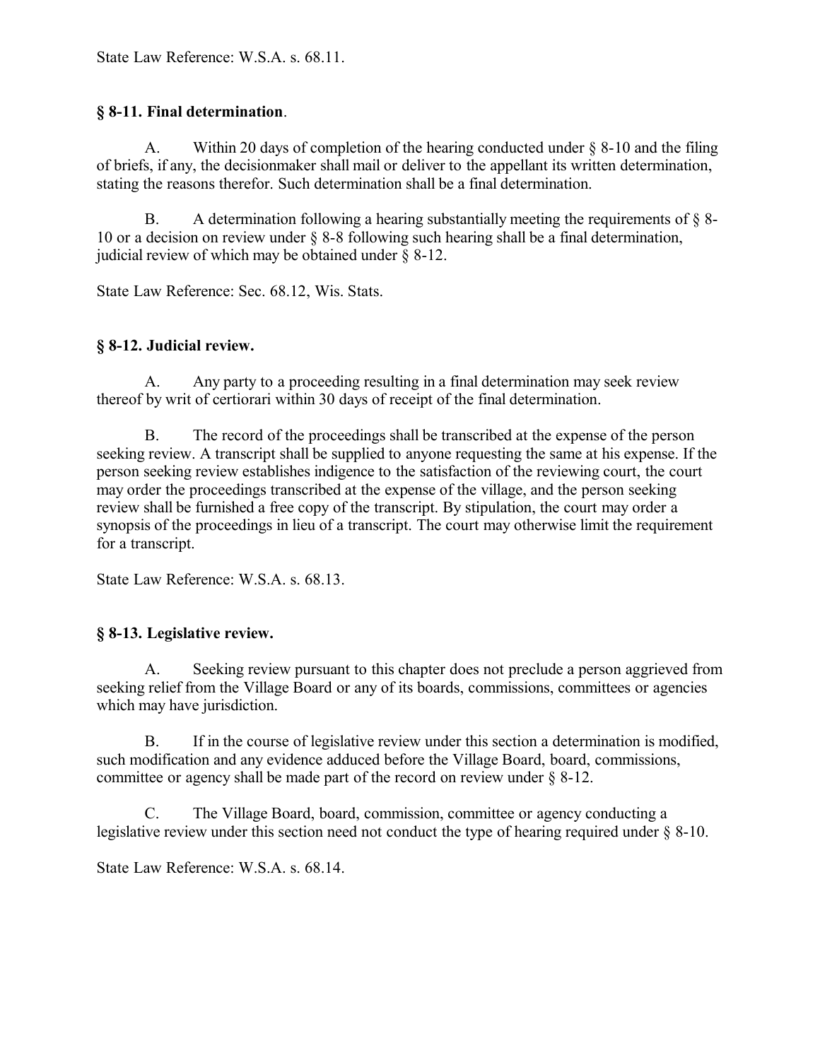State Law Reference: W.S.A. s. 68.11.

### § 8-11. Final determination.

A. Within 20 days of completion of the hearing conducted under § 8-10 and the filing of briefs, if any, the decisionmaker shall mail or deliver to the appellant its written determination, stating the reasons therefor. Such determination shall be a final determination.

B. A determination following a hearing substantially meeting the requirements of § 8-10 or a decision on review under § 8-8 following such hearing shall be a final determination, judicial review of which may be obtained under § 8-12.

State Law Reference: Sec. 68.12, Wis. Stats.

### § 8-12. Judicial review.

A. Any party to a proceeding resulting in a final determination may seek review thereof by writ of certiorari within 30 days of receipt of the final determination.

B. The record of the proceedings shall be transcribed at the expense of the person seeking review. A transcript shall be supplied to anyone requesting the same at his expense. If the person seeking review establishes indigence to the satisfaction of the reviewing court, the court may order the proceedings transcribed at the expense of the village, and the person seeking review shall be furnished a free copy of the transcript. By stipulation, the court may order a synopsis of the proceedings in lieu of a transcript. The court may otherwise limit the requirement for a transcript.

State Law Reference: W.S.A. s. 68.13.

### § 8-13. Legislative review.

A. Seeking review pursuant to this chapter does not preclude a person aggrieved from seeking relief from the Village Board or any of its boards, commissions, committees or agencies which may have jurisdiction.

B. If in the course of legislative review under this section a determination is modified, such modification and any evidence adduced before the Village Board, board, commissions, committee or agency shall be made part of the record on review under § 8-12.

C. The Village Board, board, commission, committee or agency conducting a legislative review under this section need not conduct the type of hearing required under § 8-10.

State Law Reference: W.S.A. s. 68.14.